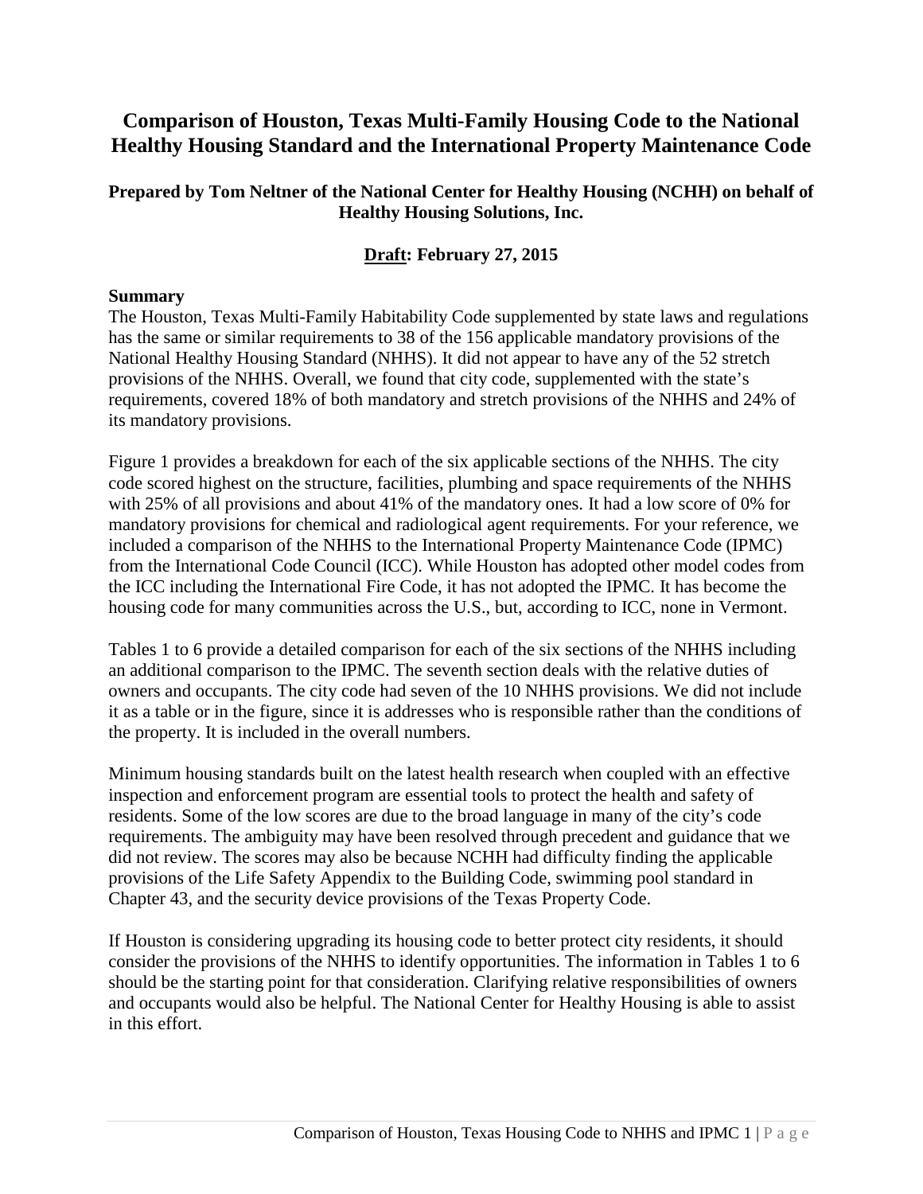# Comparison of Houston, Texas Multi-Family Housing Code to the National Healthy Housing Standard and the International Property Maintenance Code

**Prepared by Tom Neltner of the National Center for Healthy Housing (NCHH) on behalf of Healthy Housing Solutions, Inc.**

**<u>Draft</u>: February 27, 2015**

**Summary**

The Houston, Texas Multi-Family Habitability Code supplemented by state laws and regulations has the same or similar requirements to 38 of the 156 applicable mandatory provisions of the National Healthy Housing Standard (NHHS). It did not appear to have any of the 52 stretch provisions of the NHHS. Overall, we found that city code, supplemented with the state's requirements, covered 18% of both mandatory and stretch provisions of the NHHS and 24% of its mandatory provisions.

Figure 1 provides a breakdown for each of the six applicable sections of the NHHS. The city code scored highest on the structure, facilities, plumbing and space requirements of the NHHS with 25% of all provisions and about 41% of the mandatory ones. It had a low score of 0% for mandatory provisions for chemical and radiological agent requirements. For your reference, we included a comparison of the NHHS to the International Property Maintenance Code (IPMC) from the International Code Council (ICC). While Houston has adopted other model codes from the ICC including the International Fire Code, it has not adopted the IPMC. It has become the housing code for many communities across the U.S., but, according to ICC, none in Vermont.

Tables 1 to 6 provide a detailed comparison for each of the six sections of the NHHS including an additional comparison to the IPMC. The seventh section deals with the relative duties of owners and occupants. The city code had seven of the 10 NHHS provisions. We did not include it as a table or in the figure, since it is addresses who is responsible rather than the conditions of the property. It is included in the overall numbers.

Minimum housing standards built on the latest health research when coupled with an effective inspection and enforcement program are essential tools to protect the health and safety of residents. Some of the low scores are due to the broad language in many of the city's code requirements. The ambiguity may have been resolved through precedent and guidance that we did not review. The scores may also be because NCHH had difficulty finding the applicable provisions of the Life Safety Appendix to the Building Code, swimming pool standard in Chapter 43, and the security device provisions of the Texas Property Code.

If Houston is considering upgrading its housing code to better protect city residents, it should consider the provisions of the NHHS to identify opportunities. The information in Tables 1 to 6 should be the starting point for that consideration. Clarifying relative responsibilities of owners and occupants would also be helpful. The National Center for Healthy Housing is able to assist in this effort.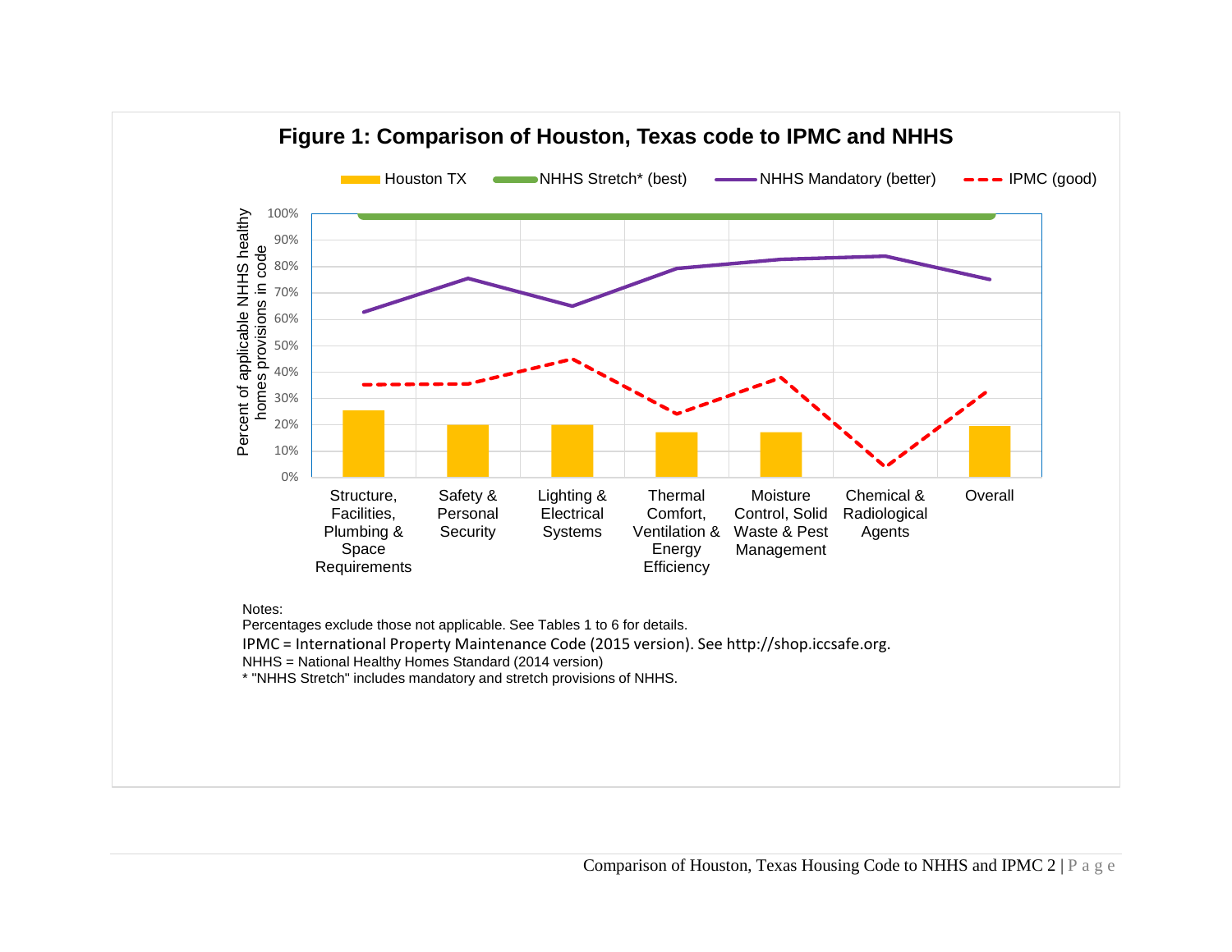**Figure 1: Comparison of Houston, Texas code to IPMC and NHHS**

Notes:
Percentages exclude those not applicable. See Tables 1 to 6 for details.
IPMC = International Property Maintenance Code (2015 version). See http://shop.iccsafe.org.
NHHS = National Healthy Homes Standard (2014 version)
* "NHHS Stretch" includes mandatory and stretch provisions of NHHS.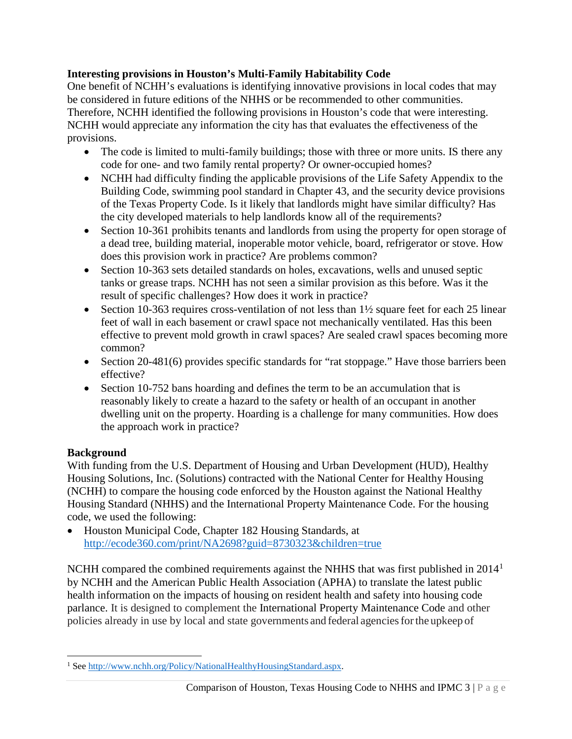**Interesting provisions in Houston's Multi-Family Habitability Code**

One benefit of NCHH's evaluations is identifying innovative provisions in local codes that may be considered in future editions of the NHHS or be recommended to other communities. Therefore, NCHH identified the following provisions in Houston's code that were interesting. NCHH would appreciate any information the city has that evaluates the effectiveness of the provisions.

- The code is limited to multi-family buildings; those with three or more units. IS there any code for one- and two family rental property? Or owner-occupied homes?
- NCHH had difficulty finding the applicable provisions of the Life Safety Appendix to the Building Code, swimming pool standard in Chapter 43, and the security device provisions of the Texas Property Code. Is it likely that landlords might have similar difficulty? Has the city developed materials to help landlords know all of the requirements?
- Section 10-361 prohibits tenants and landlords from using the property for open storage of a dead tree, building material, inoperable motor vehicle, board, refrigerator or stove. How does this provision work in practice? Are problems common?
- Section 10-363 sets detailed standards on holes, excavations, wells and unused septic tanks or grease traps. NCHH has not seen a similar provision as this before. Was it the result of specific challenges? How does it work in practice?
- Section 10-363 requires cross-ventilation of not less than 1½ square feet for each 25 linear feet of wall in each basement or crawl space not mechanically ventilated. Has this been effective to prevent mold growth in crawl spaces? Are sealed crawl spaces becoming more common?
- Section 20-481(6) provides specific standards for "rat stoppage." Have those barriers been effective?
- Section 10-752 bans hoarding and defines the term to be an accumulation that is reasonably likely to create a hazard to the safety or health of an occupant in another dwelling unit on the property. Hoarding is a challenge for many communities. How does the approach work in practice?

**Background**

With funding from the U.S. Department of Housing and Urban Development (HUD), Healthy Housing Solutions, Inc. (Solutions) contracted with the National Center for Healthy Housing (NCHH) to compare the housing code enforced by the Houston against the National Healthy Housing Standard (NHHS) and the International Property Maintenance Code. For the housing code, we used the following:

- Houston Municipal Code, Chapter 182 Housing Standards, at http://ecode360.com/print/NA2698?guid=8730323&children=true

NCHH compared the combined requirements against the NHHS that was first published in 2014[1] by NCHH and the American Public Health Association (APHA) to translate the latest public health information on the impacts of housing on resident health and safety into housing code parlance. It is designed to complement the International Property Maintenance Code and other policies already in use by local and state governments and federal agencies for the upkeep of

[1] See http://www.nchh.org/Policy/NationalHealthyHousingStandard.aspx.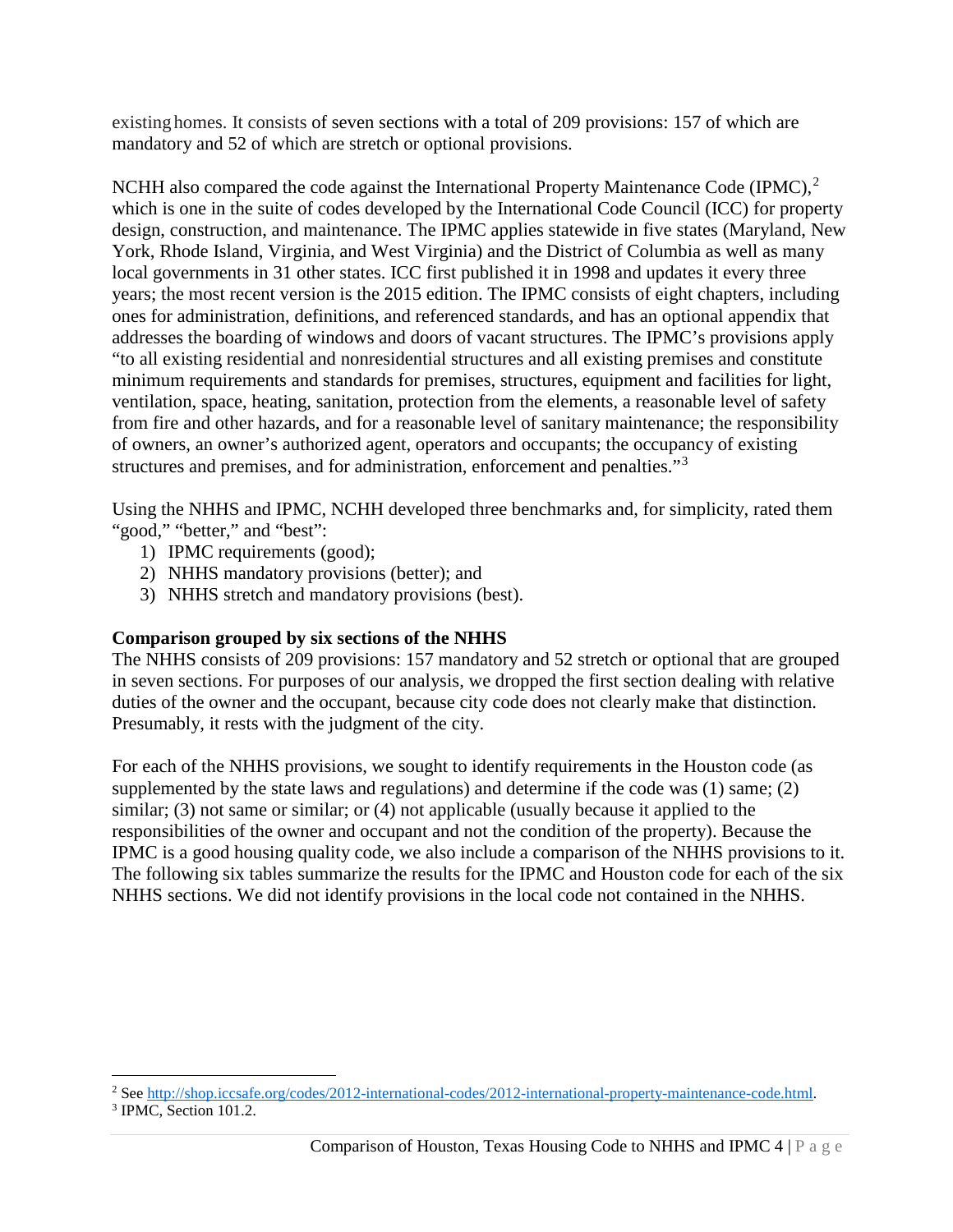existing homes. It consists of seven sections with a total of 209 provisions: 157 of which are mandatory and 52 of which are stretch or optional provisions.

NCHH also compared the code against the International Property Maintenance Code (IPMC),[2] which is one in the suite of codes developed by the International Code Council (ICC) for property design, construction, and maintenance. The IPMC applies statewide in five states (Maryland, New York, Rhode Island, Virginia, and West Virginia) and the District of Columbia as well as many local governments in 31 other states. ICC first published it in 1998 and updates it every three years; the most recent version is the 2015 edition. The IPMC consists of eight chapters, including ones for administration, definitions, and referenced standards, and has an optional appendix that addresses the boarding of windows and doors of vacant structures. The IPMC's provisions apply "to all existing residential and nonresidential structures and all existing premises and constitute minimum requirements and standards for premises, structures, equipment and facilities for light, ventilation, space, heating, sanitation, protection from the elements, a reasonable level of safety from fire and other hazards, and for a reasonable level of sanitary maintenance; the responsibility of owners, an owner's authorized agent, operators and occupants; the occupancy of existing structures and premises, and for administration, enforcement and penalties."[3]

Using the NHHS and IPMC, NCHH developed three benchmarks and, for simplicity, rated them "good," "better," and "best":

1) IPMC requirements (good);
2) NHHS mandatory provisions (better); and
3) NHHS stretch and mandatory provisions (best).

**Comparison grouped by six sections of the NHHS**

The NHHS consists of 209 provisions: 157 mandatory and 52 stretch or optional that are grouped in seven sections. For purposes of our analysis, we dropped the first section dealing with relative duties of the owner and the occupant, because city code does not clearly make that distinction. Presumably, it rests with the judgment of the city.

For each of the NHHS provisions, we sought to identify requirements in the Houston code (as supplemented by the state laws and regulations) and determine if the code was (1) same; (2) similar; (3) not same or similar; or (4) not applicable (usually because it applied to the responsibilities of the owner and occupant and not the condition of the property). Because the IPMC is a good housing quality code, we also include a comparison of the NHHS provisions to it. The following six tables summarize the results for the IPMC and Houston code for each of the six NHHS sections. We did not identify provisions in the local code not contained in the NHHS.

[2] See http://shop.iccsafe.org/codes/2012-international-codes/2012-international-property-maintenance-code.html.

[3] IPMC, Section 101.2.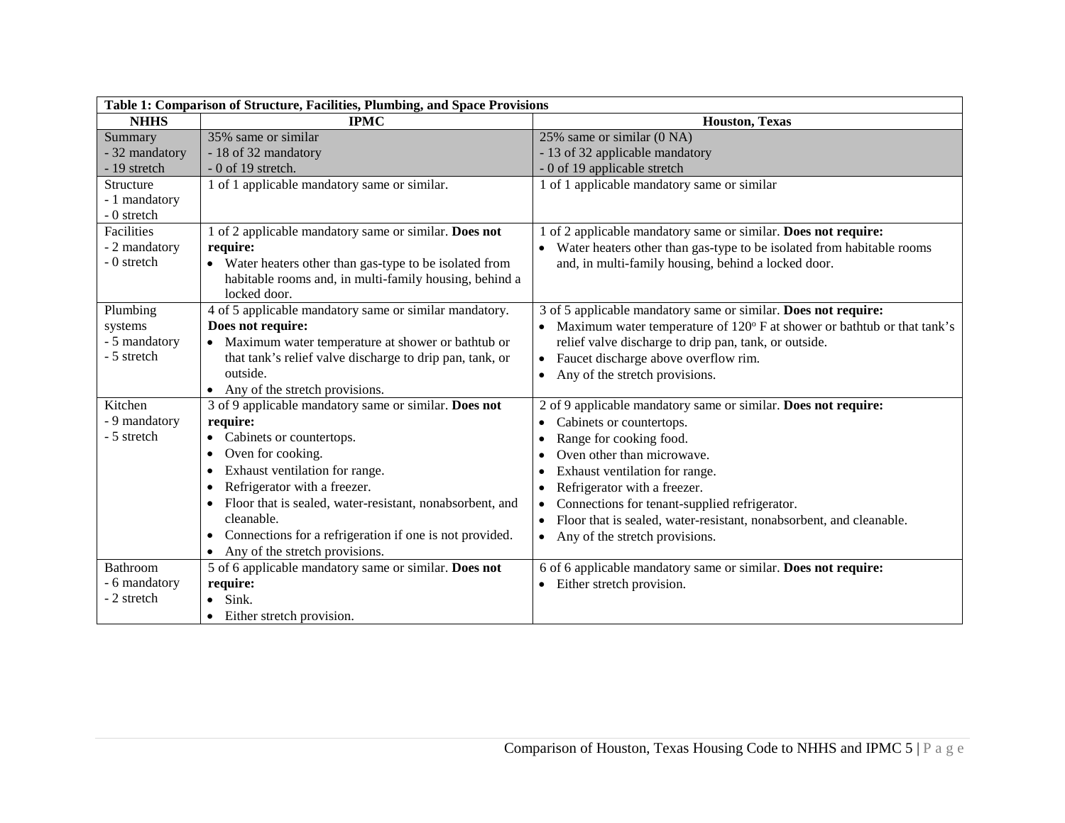| Table 1: Comparison of Structure, Facilities, Plumbing, and Space Provisions | | |
|---|---|---|
| **NHHS** | **IPMC** | **Houston, Texas** |
| Summary<br>- 32 mandatory<br>- 19 stretch | 35% same or similar<br>- 18 of 32 mandatory<br>- 0 of 19 stretch. | 25% same or similar (0 NA)<br>- 13 of 32 applicable mandatory<br>- 0 of 19 applicable stretch |
| Structure<br>- 1 mandatory<br>- 0 stretch | 1 of 1 applicable mandatory same or similar. | 1 of 1 applicable mandatory same or similar |
| Facilities<br>- 2 mandatory<br>- 0 stretch | 1 of 2 applicable mandatory same or similar. **Does not require:**<br>• Water heaters other than gas-type to be isolated from habitable rooms and, in multi-family housing, behind a locked door. | 1 of 2 applicable mandatory same or similar. **Does not require:**<br>• Water heaters other than gas-type to be isolated from habitable rooms and, in multi-family housing, behind a locked door. |
| Plumbing systems<br>- 5 mandatory<br>- 5 stretch | 4 of 5 applicable mandatory same or similar mandatory. **Does not require:**<br>• Maximum water temperature at shower or bathtub or that tank's relief valve discharge to drip pan, tank, or outside.<br>• Any of the stretch provisions. | 3 of 5 applicable mandatory same or similar. **Does not require:**<br>• Maximum water temperature of 120° F at shower or bathtub or that tank's relief valve discharge to drip pan, tank, or outside.<br>• Faucet discharge above overflow rim.<br>• Any of the stretch provisions. |
| Kitchen<br>- 9 mandatory<br>- 5 stretch | 3 of 9 applicable mandatory same or similar. **Does not require:**<br>• Cabinets or countertops.<br>• Oven for cooking.<br>• Exhaust ventilation for range.<br>• Refrigerator with a freezer.<br>• Floor that is sealed, water-resistant, nonabsorbent, and cleanable.<br>• Connections for a refrigeration if one is not provided.<br>• Any of the stretch provisions. | 2 of 9 applicable mandatory same or similar. **Does not require:**<br>• Cabinets or countertops.<br>• Range for cooking food.<br>• Oven other than microwave.<br>• Exhaust ventilation for range.<br>• Refrigerator with a freezer.<br>• Connections for tenant-supplied refrigerator.<br>• Floor that is sealed, water-resistant, nonabsorbent, and cleanable.<br>• Any of the stretch provisions. |
| Bathroom<br>- 6 mandatory<br>- 2 stretch | 5 of 6 applicable mandatory same or similar. **Does not require:**<br>• Sink.<br>• Either stretch provision. | 6 of 6 applicable mandatory same or similar. **Does not require:**<br>• Either stretch provision. |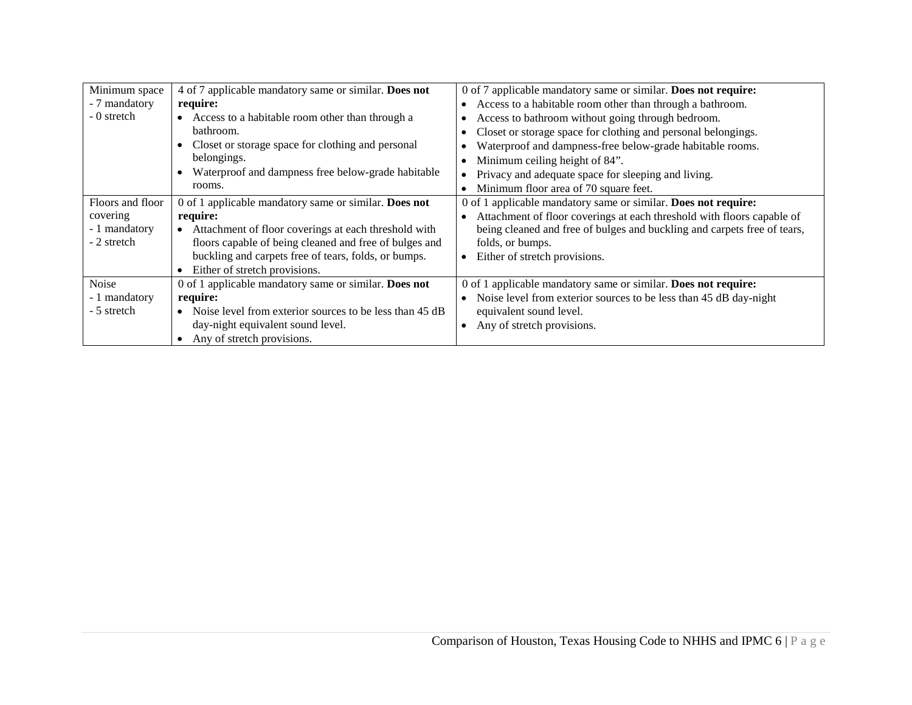| Minimum space<br>- 7 mandatory<br>- 0 stretch | 4 of 7 applicable mandatory same or similar. **Does not require:**<br>• Access to a habitable room other than through a bathroom.<br>• Closet or storage space for clothing and personal belongings.<br>• Waterproof and dampness free below-grade habitable rooms. | 0 of 7 applicable mandatory same or similar. **Does not require:**<br>• Access to a habitable room other than through a bathroom.<br>• Access to bathroom without going through bedroom.<br>• Closet or storage space for clothing and personal belongings.<br>• Waterproof and dampness-free below-grade habitable rooms.<br>• Minimum ceiling height of 84".<br>• Privacy and adequate space for sleeping and living.<br>• Minimum floor area of 70 square feet. |
|---|---|---|
| Floors and floor covering<br>- 1 mandatory<br>- 2 stretch | 0 of 1 applicable mandatory same or similar. **Does not require:**<br>• Attachment of floor coverings at each threshold with floors capable of being cleaned and free of bulges and buckling and carpets free of tears, folds, or bumps.<br>• Either of stretch provisions. | 0 of 1 applicable mandatory same or similar. **Does not require:**<br>• Attachment of floor coverings at each threshold with floors capable of being cleaned and free of bulges and buckling and carpets free of tears, folds, or bumps.<br>• Either of stretch provisions. |
| Noise<br>- 1 mandatory<br>- 5 stretch | 0 of 1 applicable mandatory same or similar. **Does not require:**<br>• Noise level from exterior sources to be less than 45 dB day-night equivalent sound level.<br>• Any of stretch provisions. | 0 of 1 applicable mandatory same or similar. **Does not require:**<br>• Noise level from exterior sources to be less than 45 dB day-night equivalent sound level.<br>• Any of stretch provisions. |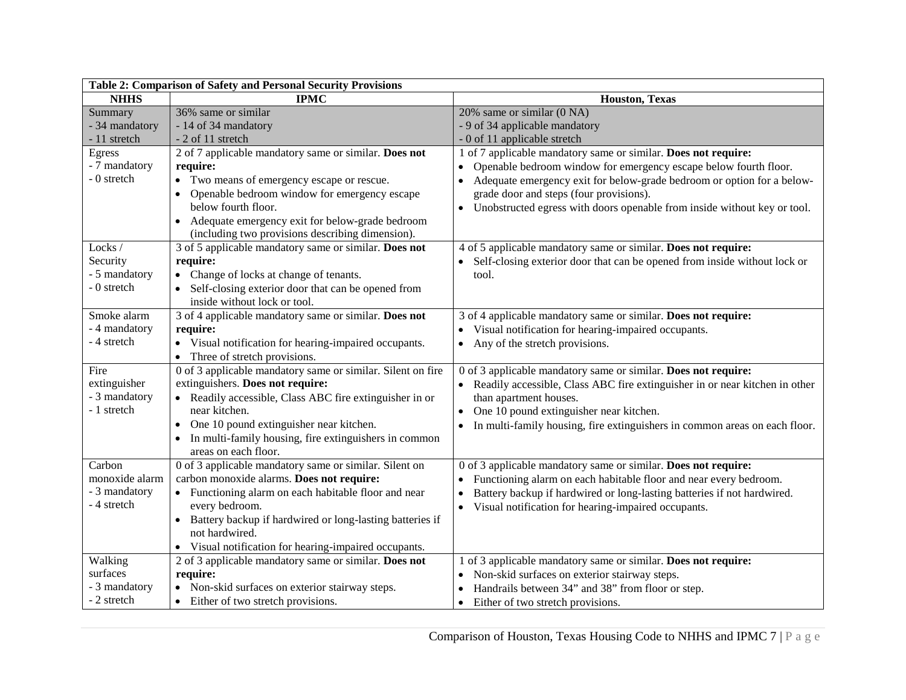**Table 2: Comparison of Safety and Personal Security Provisions**

| NHHS | IPMC | Houston, Texas |
|---|---|---|
| Summary<br>- 34 mandatory<br>- 11 stretch | 36% same or similar<br>- 14 of 34 mandatory<br>- 2 of 11 stretch | 20% same or similar (0 NA)<br>- 9 of 34 applicable mandatory<br>- 0 of 11 applicable stretch |
| Egress<br>- 7 mandatory<br>- 0 stretch | 2 of 7 applicable mandatory same or similar. **Does not require:**<br>• Two means of emergency escape or rescue.<br>• Openable bedroom window for emergency escape below fourth floor.<br>• Adequate emergency exit for below-grade bedroom (including two provisions describing dimension). | 1 of 7 applicable mandatory same or similar. **Does not require:**<br>• Openable bedroom window for emergency escape below fourth floor.<br>• Adequate emergency exit for below-grade bedroom or option for a below-grade door and steps (four provisions).<br>• Unobstructed egress with doors openable from inside without key or tool. |
| Locks / Security<br>- 5 mandatory<br>- 0 stretch | 3 of 5 applicable mandatory same or similar. **Does not require:**<br>• Change of locks at change of tenants.<br>• Self-closing exterior door that can be opened from inside without lock or tool. | 4 of 5 applicable mandatory same or similar. **Does not require:**<br>• Self-closing exterior door that can be opened from inside without lock or tool. |
| Smoke alarm<br>- 4 mandatory<br>- 4 stretch | 3 of 4 applicable mandatory same or similar. **Does not require:**<br>• Visual notification for hearing-impaired occupants.<br>• Three of stretch provisions. | 3 of 4 applicable mandatory same or similar. **Does not require:**<br>• Visual notification for hearing-impaired occupants.<br>• Any of the stretch provisions. |
| Fire extinguisher<br>- 3 mandatory<br>- 1 stretch | 0 of 3 applicable mandatory same or similar. Silent on fire extinguishers. **Does not require:**<br>• Readily accessible, Class ABC fire extinguisher in or near kitchen.<br>• One 10 pound extinguisher near kitchen.<br>• In multi-family housing, fire extinguishers in common areas on each floor. | 0 of 3 applicable mandatory same or similar. **Does not require:**<br>• Readily accessible, Class ABC fire extinguisher in or near kitchen in other than apartment houses.<br>• One 10 pound extinguisher near kitchen.<br>• In multi-family housing, fire extinguishers in common areas on each floor. |
| Carbon monoxide alarm<br>- 3 mandatory<br>- 4 stretch | 0 of 3 applicable mandatory same or similar. Silent on carbon monoxide alarms. **Does not require:**<br>• Functioning alarm on each habitable floor and near every bedroom.<br>• Battery backup if hardwired or long-lasting batteries if not hardwired.<br>• Visual notification for hearing-impaired occupants. | 0 of 3 applicable mandatory same or similar. **Does not require:**<br>• Functioning alarm on each habitable floor and near every bedroom.<br>• Battery backup if hardwired or long-lasting batteries if not hardwired.<br>• Visual notification for hearing-impaired occupants. |
| Walking surfaces<br>- 3 mandatory<br>- 2 stretch | 2 of 3 applicable mandatory same or similar. **Does not require:**<br>• Non-skid surfaces on exterior stairway steps.<br>• Either of two stretch provisions. | 1 of 3 applicable mandatory same or similar. **Does not require:**<br>• Non-skid surfaces on exterior stairway steps.<br>• Handrails between 34" and 38" from floor or step.<br>• Either of two stretch provisions. |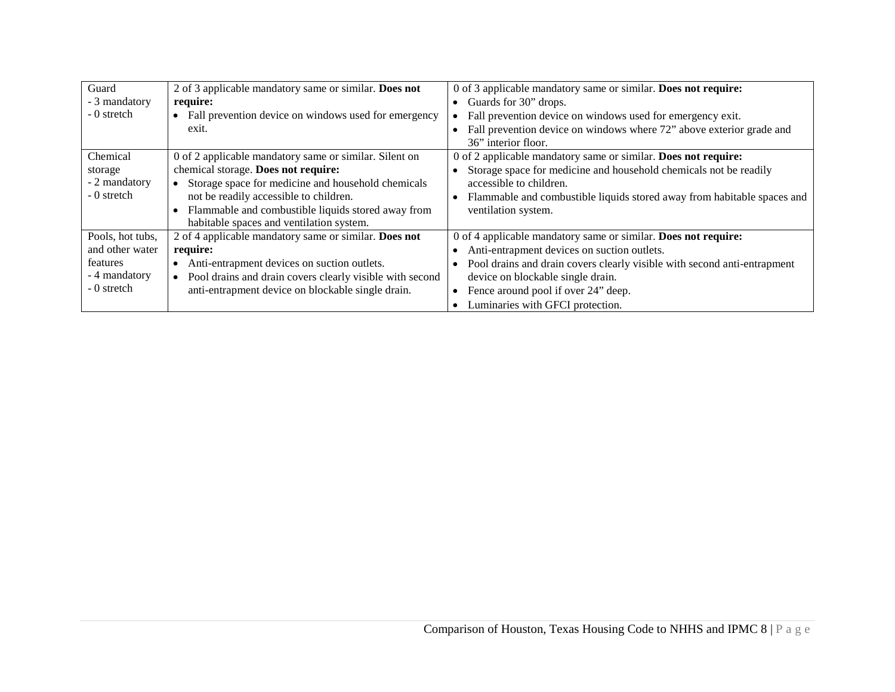| | | |
|---|---|---|
| Guard<br>- 3 mandatory<br>- 0 stretch | 2 of 3 applicable mandatory same or similar. **Does not require:**<br>• Fall prevention device on windows used for emergency exit. | 0 of 3 applicable mandatory same or similar. **Does not require:**<br>• Guards for 30" drops.<br>• Fall prevention device on windows used for emergency exit.<br>• Fall prevention device on windows where 72" above exterior grade and 36" interior floor. |
| Chemical storage<br>- 2 mandatory<br>- 0 stretch | 0 of 2 applicable mandatory same or similar. Silent on chemical storage. **Does not require:**<br>• Storage space for medicine and household chemicals not be readily accessible to children.<br>• Flammable and combustible liquids stored away from habitable spaces and ventilation system. | 0 of 2 applicable mandatory same or similar. **Does not require:**<br>• Storage space for medicine and household chemicals not be readily accessible to children.<br>• Flammable and combustible liquids stored away from habitable spaces and ventilation system. |
| Pools, hot tubs, and other water features<br>- 4 mandatory<br>- 0 stretch | 2 of 4 applicable mandatory same or similar. **Does not require:**<br>• Anti-entrapment devices on suction outlets.<br>• Pool drains and drain covers clearly visible with second anti-entrapment device on blockable single drain. | 0 of 4 applicable mandatory same or similar. **Does not require:**<br>• Anti-entrapment devices on suction outlets.<br>• Pool drains and drain covers clearly visible with second anti-entrapment device on blockable single drain.<br>• Fence around pool if over 24" deep.<br>• Luminaries with GFCI protection. |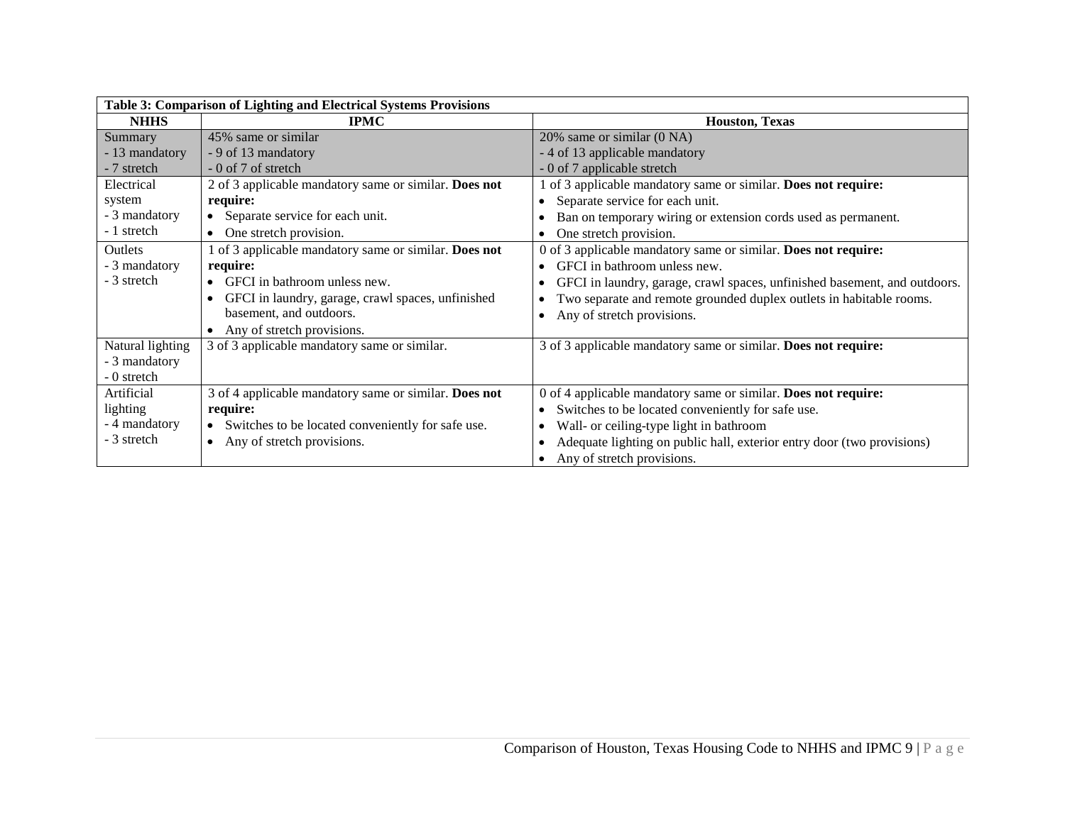**Table 3: Comparison of Lighting and Electrical Systems Provisions**

| NHHS | IPMC | Houston, Texas |
|---|---|---|
| Summary<br>- 13 mandatory<br>- 7 stretch | 45% same or similar<br>- 9 of 13 mandatory<br>- 0 of 7 of stretch | 20% same or similar (0 NA)<br>- 4 of 13 applicable mandatory<br>- 0 of 7 applicable stretch |
| Electrical system<br>- 3 mandatory<br>- 1 stretch | 2 of 3 applicable mandatory same or similar. **Does not require:**<br>• Separate service for each unit.<br>• One stretch provision. | 1 of 3 applicable mandatory same or similar. **Does not require:**<br>• Separate service for each unit.<br>• Ban on temporary wiring or extension cords used as permanent.<br>• One stretch provision. |
| Outlets<br>- 3 mandatory<br>- 3 stretch | 1 of 3 applicable mandatory same or similar. **Does not require:**<br>• GFCI in bathroom unless new.<br>• GFCI in laundry, garage, crawl spaces, unfinished basement, and outdoors.<br>• Any of stretch provisions. | 0 of 3 applicable mandatory same or similar. **Does not require:**<br>• GFCI in bathroom unless new.<br>• GFCI in laundry, garage, crawl spaces, unfinished basement, and outdoors.<br>• Two separate and remote grounded duplex outlets in habitable rooms.<br>• Any of stretch provisions. |
| Natural lighting<br>- 3 mandatory<br>- 0 stretch | 3 of 3 applicable mandatory same or similar. | 3 of 3 applicable mandatory same or similar. **Does not require:** |
| Artificial lighting<br>- 4 mandatory<br>- 3 stretch | 3 of 4 applicable mandatory same or similar. **Does not require:**<br>• Switches to be located conveniently for safe use.<br>• Any of stretch provisions. | 0 of 4 applicable mandatory same or similar. **Does not require:**<br>• Switches to be located conveniently for safe use.<br>• Wall- or ceiling-type light in bathroom<br>• Adequate lighting on public hall, exterior entry door (two provisions)<br>• Any of stretch provisions. |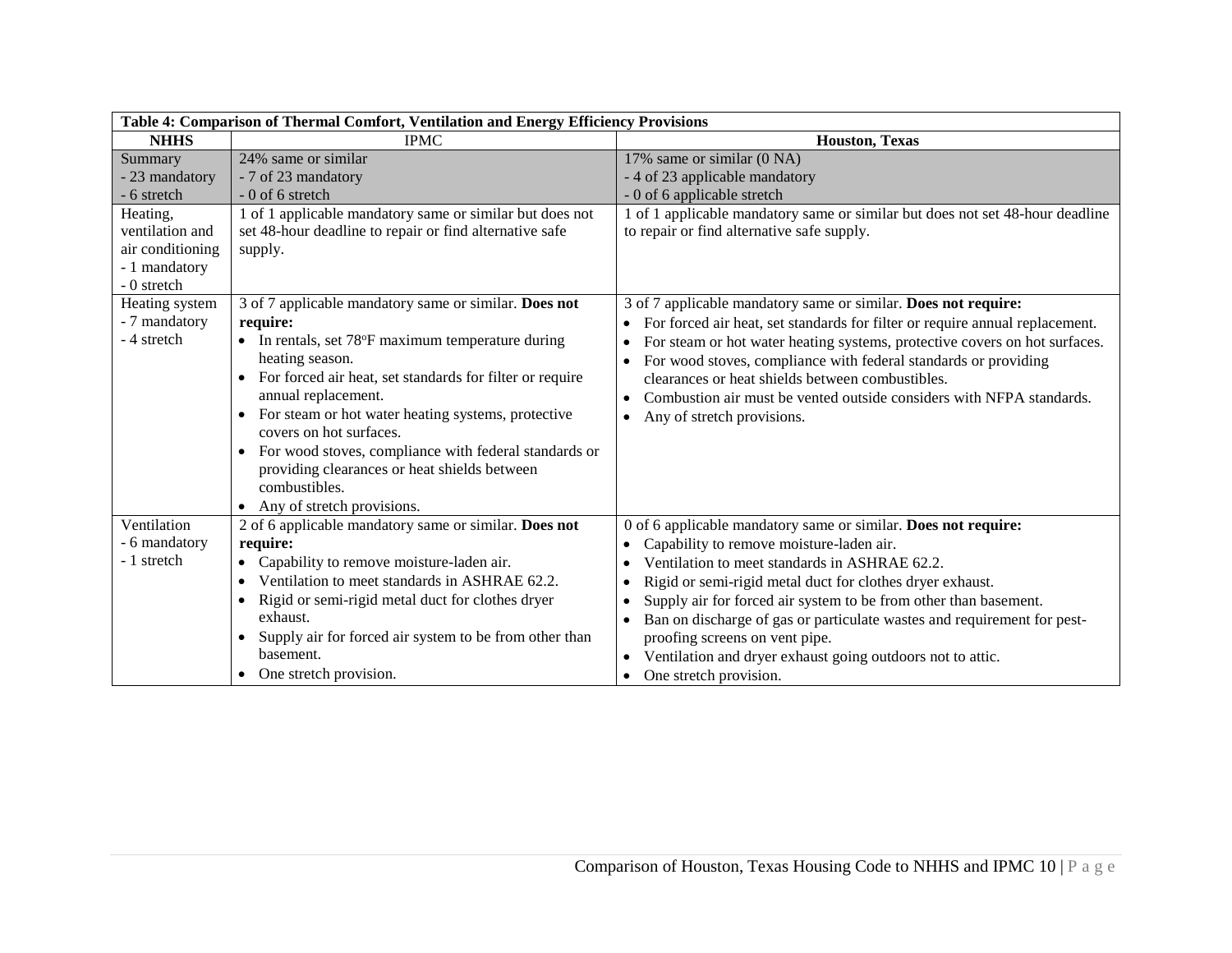| Table 4: Comparison of Thermal Comfort, Ventilation and Energy Efficiency Provisions | | |
|---|---|---|
| **NHHS** | IPMC | **Houston, Texas** |
| Summary<br>- 23 mandatory<br>- 6 stretch | 24% same or similar<br>- 7 of 23 mandatory<br>- 0 of 6 stretch | 17% same or similar (0 NA)<br>- 4 of 23 applicable mandatory<br>- 0 of 6 applicable stretch |
| Heating, ventilation and air conditioning<br>- 1 mandatory<br>- 0 stretch | 1 of 1 applicable mandatory same or similar but does not set 48-hour deadline to repair or find alternative safe supply. | 1 of 1 applicable mandatory same or similar but does not set 48-hour deadline to repair or find alternative safe supply. |
| Heating system<br>- 7 mandatory<br>- 4 stretch | 3 of 7 applicable mandatory same or similar. **Does not require:**<br>• In rentals, set 78°F maximum temperature during heating season.<br>• For forced air heat, set standards for filter or require annual replacement.<br>• For steam or hot water heating systems, protective covers on hot surfaces.<br>• For wood stoves, compliance with federal standards or providing clearances or heat shields between combustibles.<br>• Any of stretch provisions. | 3 of 7 applicable mandatory same or similar. **Does not require:**<br>• For forced air heat, set standards for filter or require annual replacement.<br>• For steam or hot water heating systems, protective covers on hot surfaces.<br>• For wood stoves, compliance with federal standards or providing clearances or heat shields between combustibles.<br>• Combustion air must be vented outside considers with NFPA standards.<br>• Any of stretch provisions. |
| Ventilation<br>- 6 mandatory<br>- 1 stretch | 2 of 6 applicable mandatory same or similar. **Does not require:**<br>• Capability to remove moisture-laden air.<br>• Ventilation to meet standards in ASHRAE 62.2.<br>• Rigid or semi-rigid metal duct for clothes dryer exhaust.<br>• Supply air for forced air system to be from other than basement.<br>• One stretch provision. | 0 of 6 applicable mandatory same or similar. **Does not require:**<br>• Capability to remove moisture-laden air.<br>• Ventilation to meet standards in ASHRAE 62.2.<br>• Rigid or semi-rigid metal duct for clothes dryer exhaust.<br>• Supply air for forced air system to be from other than basement.<br>• Ban on discharge of gas or particulate wastes and requirement for pest-proofing screens on vent pipe.<br>• Ventilation and dryer exhaust going outdoors not to attic.<br>• One stretch provision. |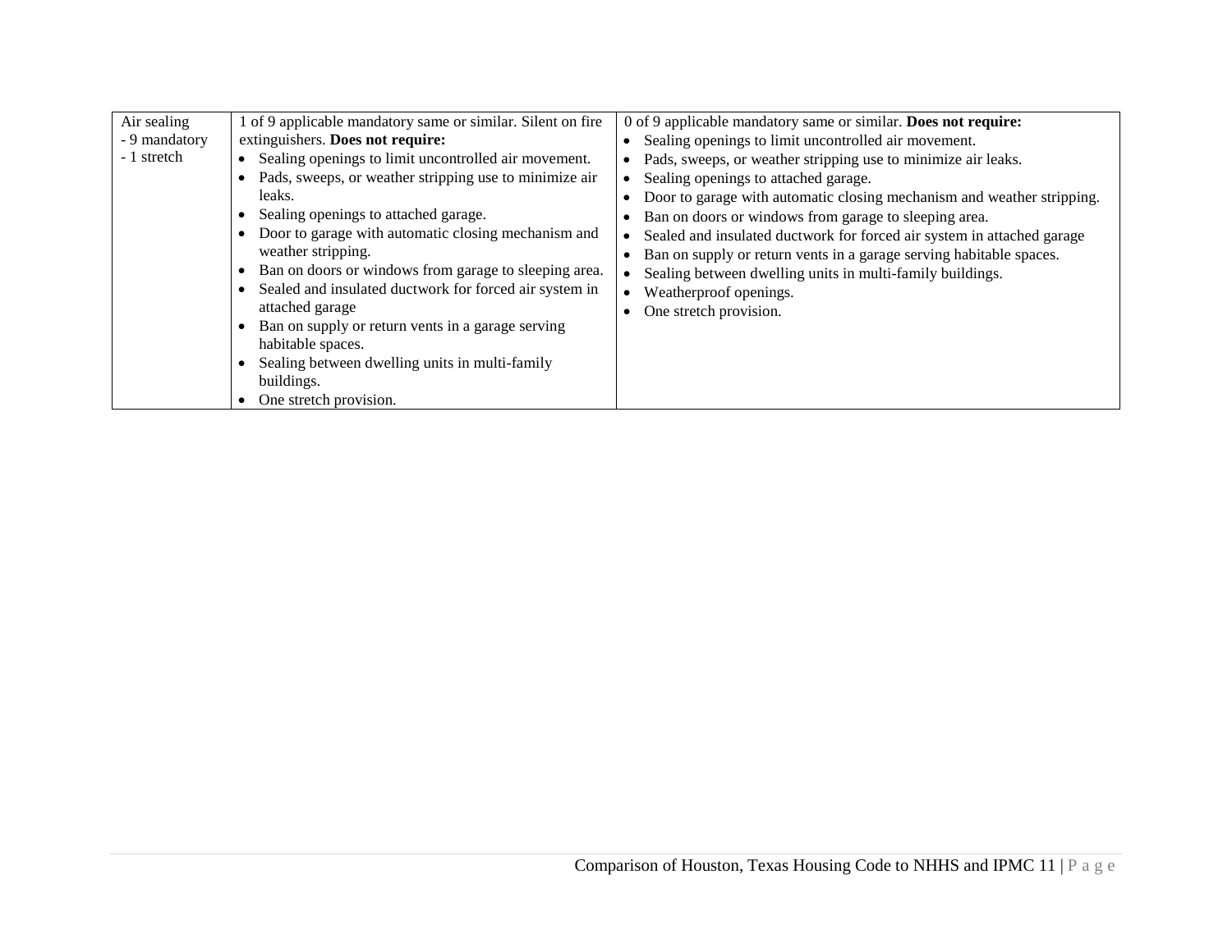| Air sealing<br>- 9 mandatory<br>- 1 stretch | 1 of 9 applicable mandatory same or similar. Silent on fire extinguishers. **Does not require:**<br>• Sealing openings to limit uncontrolled air movement.<br>• Pads, sweeps, or weather stripping use to minimize air leaks.<br>• Sealing openings to attached garage.<br>• Door to garage with automatic closing mechanism and weather stripping.<br>• Ban on doors or windows from garage to sleeping area.<br>• Sealed and insulated ductwork for forced air system in attached garage<br>• Ban on supply or return vents in a garage serving habitable spaces.<br>• Sealing between dwelling units in multi-family buildings.<br>• One stretch provision. | 0 of 9 applicable mandatory same or similar. **Does not require:**<br>• Sealing openings to limit uncontrolled air movement.<br>• Pads, sweeps, or weather stripping use to minimize air leaks.<br>• Sealing openings to attached garage.<br>• Door to garage with automatic closing mechanism and weather stripping.<br>• Ban on doors or windows from garage to sleeping area.<br>• Sealed and insulated ductwork for forced air system in attached garage<br>• Ban on supply or return vents in a garage serving habitable spaces.<br>• Sealing between dwelling units in multi-family buildings.<br>• Weatherproof openings.<br>• One stretch provision. |
|---|---|---|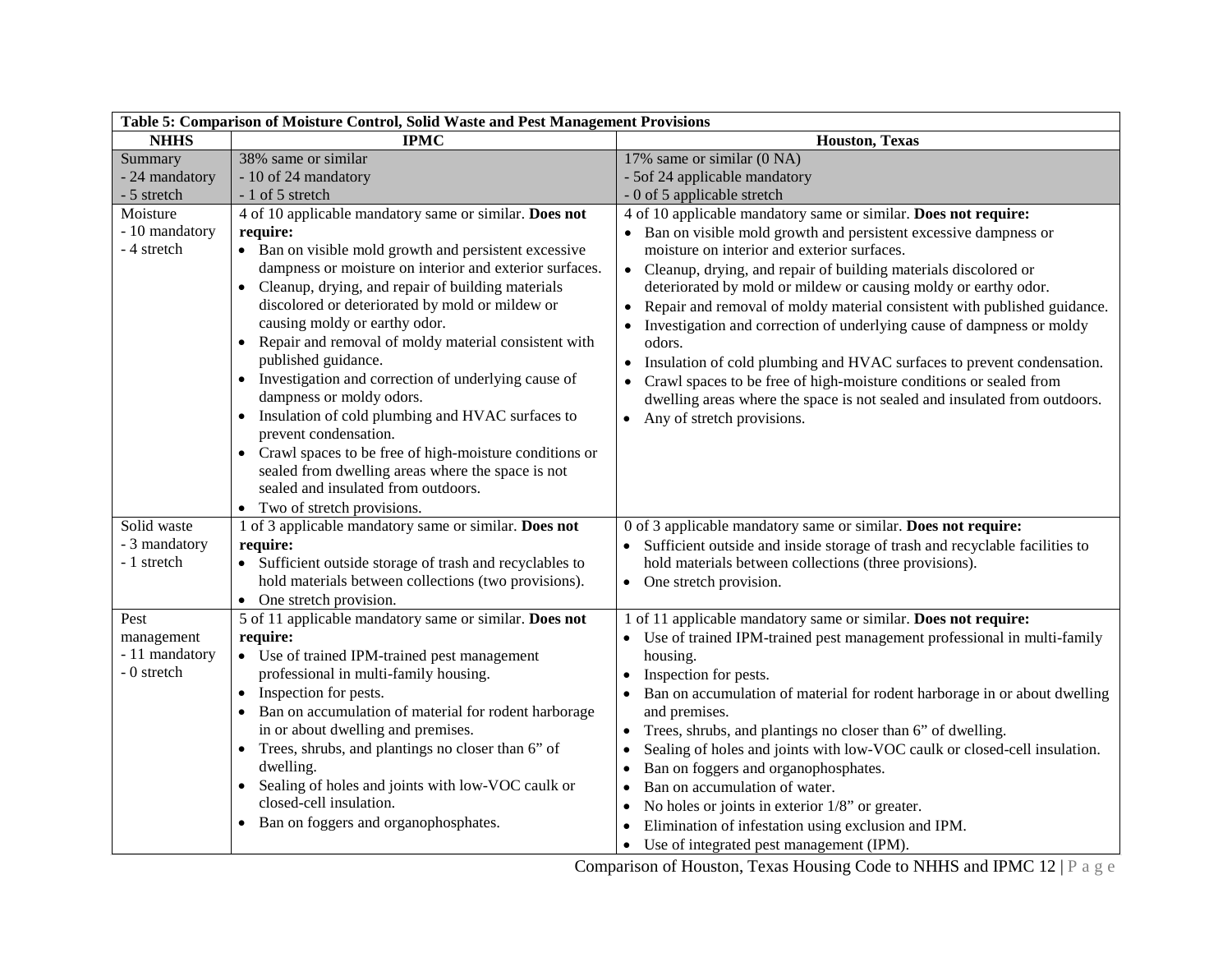| Table 5: Comparison of Moisture Control, Solid Waste and Pest Management Provisions | | |
|---|---|---|
| **NHHS** | **IPMC** | **Houston, Texas** |
| Summary<br>- 24 mandatory<br>- 5 stretch | 38% same or similar<br>- 10 of 24 mandatory<br>- 1 of 5 stretch | 17% same or similar (0 NA)<br>- 5of 24 applicable mandatory<br>- 0 of 5 applicable stretch |
| Moisture<br>- 10 mandatory<br>- 4 stretch | 4 of 10 applicable mandatory same or similar. **Does not require:**<br>• Ban on visible mold growth and persistent excessive dampness or moisture on interior and exterior surfaces.<br>• Cleanup, drying, and repair of building materials discolored or deteriorated by mold or mildew or causing moldy or earthy odor.<br>• Repair and removal of moldy material consistent with published guidance.<br>• Investigation and correction of underlying cause of dampness or moldy odors.<br>• Insulation of cold plumbing and HVAC surfaces to prevent condensation.<br>• Crawl spaces to be free of high-moisture conditions or sealed from dwelling areas where the space is not sealed and insulated from outdoors.<br>• Two of stretch provisions. | 4 of 10 applicable mandatory same or similar. **Does not require:**<br>• Ban on visible mold growth and persistent excessive dampness or moisture on interior and exterior surfaces.<br>• Cleanup, drying, and repair of building materials discolored or deteriorated by mold or mildew or causing moldy or earthy odor.<br>• Repair and removal of moldy material consistent with published guidance.<br>• Investigation and correction of underlying cause of dampness or moldy odors.<br>• Insulation of cold plumbing and HVAC surfaces to prevent condensation.<br>• Crawl spaces to be free of high-moisture conditions or sealed from dwelling areas where the space is not sealed and insulated from outdoors.<br>• Any of stretch provisions. |
| Solid waste<br>- 3 mandatory<br>- 1 stretch | 1 of 3 applicable mandatory same or similar. **Does not require:**<br>• Sufficient outside storage of trash and recyclables to hold materials between collections (two provisions).<br>• One stretch provision. | 0 of 3 applicable mandatory same or similar. **Does not require:**<br>• Sufficient outside and inside storage of trash and recyclable facilities to hold materials between collections (three provisions).<br>• One stretch provision. |
| Pest management<br>- 11 mandatory<br>- 0 stretch | 5 of 11 applicable mandatory same or similar. **Does not require:**<br>• Use of trained IPM-trained pest management professional in multi-family housing.<br>• Inspection for pests.<br>• Ban on accumulation of material for rodent harborage in or about dwelling and premises.<br>• Trees, shrubs, and plantings no closer than 6" of dwelling.<br>• Sealing of holes and joints with low-VOC caulk or closed-cell insulation.<br>• Ban on foggers and organophosphates. | 1 of 11 applicable mandatory same or similar. **Does not require:**<br>• Use of trained IPM-trained pest management professional in multi-family housing.<br>• Inspection for pests.<br>• Ban on accumulation of material for rodent harborage in or about dwelling and premises.<br>• Trees, shrubs, and plantings no closer than 6" of dwelling.<br>• Sealing of holes and joints with low-VOC caulk or closed-cell insulation.<br>• Ban on foggers and organophosphates.<br>• Ban on accumulation of water.<br>• No holes or joints in exterior 1/8" or greater.<br>• Elimination of infestation using exclusion and IPM.<br>• Use of integrated pest management (IPM). |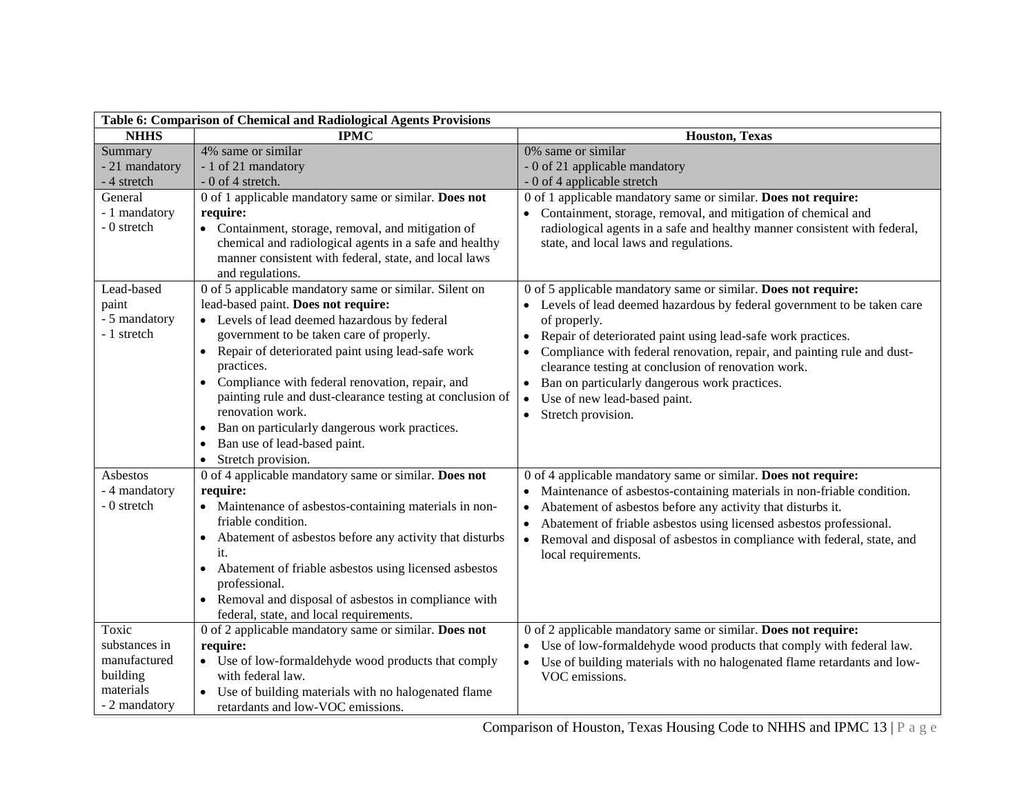| Table 6: Comparison of Chemical and Radiological Agents Provisions | | |
|---|---|---|
| **NHHS** | **IPMC** | **Houston, Texas** |
| Summary<br>- 21 mandatory<br>- 4 stretch | 4% same or similar<br>- 1 of 21 mandatory<br>- 0 of 4 stretch. | 0% same or similar<br>- 0 of 21 applicable mandatory<br>- 0 of 4 applicable stretch |
| General<br>- 1 mandatory<br>- 0 stretch | 0 of 1 applicable mandatory same or similar. **Does not require:**<br>• Containment, storage, removal, and mitigation of chemical and radiological agents in a safe and healthy manner consistent with federal, state, and local laws and regulations. | 0 of 1 applicable mandatory same or similar. **Does not require:**<br>• Containment, storage, removal, and mitigation of chemical and radiological agents in a safe and healthy manner consistent with federal, state, and local laws and regulations. |
| Lead-based paint<br>- 5 mandatory<br>- 1 stretch | 0 of 5 applicable mandatory same or similar. Silent on lead-based paint. **Does not require:**<br>• Levels of lead deemed hazardous by federal government to be taken care of properly.<br>• Repair of deteriorated paint using lead-safe work practices.<br>• Compliance with federal renovation, repair, and painting rule and dust-clearance testing at conclusion of renovation work.<br>• Ban on particularly dangerous work practices.<br>• Ban use of lead-based paint.<br>• Stretch provision. | 0 of 5 applicable mandatory same or similar. **Does not require:**<br>• Levels of lead deemed hazardous by federal government to be taken care of properly.<br>• Repair of deteriorated paint using lead-safe work practices.<br>• Compliance with federal renovation, repair, and painting rule and dust-clearance testing at conclusion of renovation work.<br>• Ban on particularly dangerous work practices.<br>• Use of new lead-based paint.<br>• Stretch provision. |
| Asbestos<br>- 4 mandatory<br>- 0 stretch | 0 of 4 applicable mandatory same or similar. **Does not require:**<br>• Maintenance of asbestos-containing materials in non-friable condition.<br>• Abatement of asbestos before any activity that disturbs it.<br>• Abatement of friable asbestos using licensed asbestos professional.<br>• Removal and disposal of asbestos in compliance with federal, state, and local requirements. | 0 of 4 applicable mandatory same or similar. **Does not require:**<br>• Maintenance of asbestos-containing materials in non-friable condition.<br>• Abatement of asbestos before any activity that disturbs it.<br>• Abatement of friable asbestos using licensed asbestos professional.<br>• Removal and disposal of asbestos in compliance with federal, state, and local requirements. |
| Toxic substances in manufactured building materials<br>- 2 mandatory | 0 of 2 applicable mandatory same or similar. **Does not require:**<br>• Use of low-formaldehyde wood products that comply with federal law.<br>• Use of building materials with no halogenated flame retardants and low-VOC emissions. | 0 of 2 applicable mandatory same or similar. **Does not require:**<br>• Use of low-formaldehyde wood products that comply with federal law.<br>• Use of building materials with no halogenated flame retardants and low-VOC emissions. |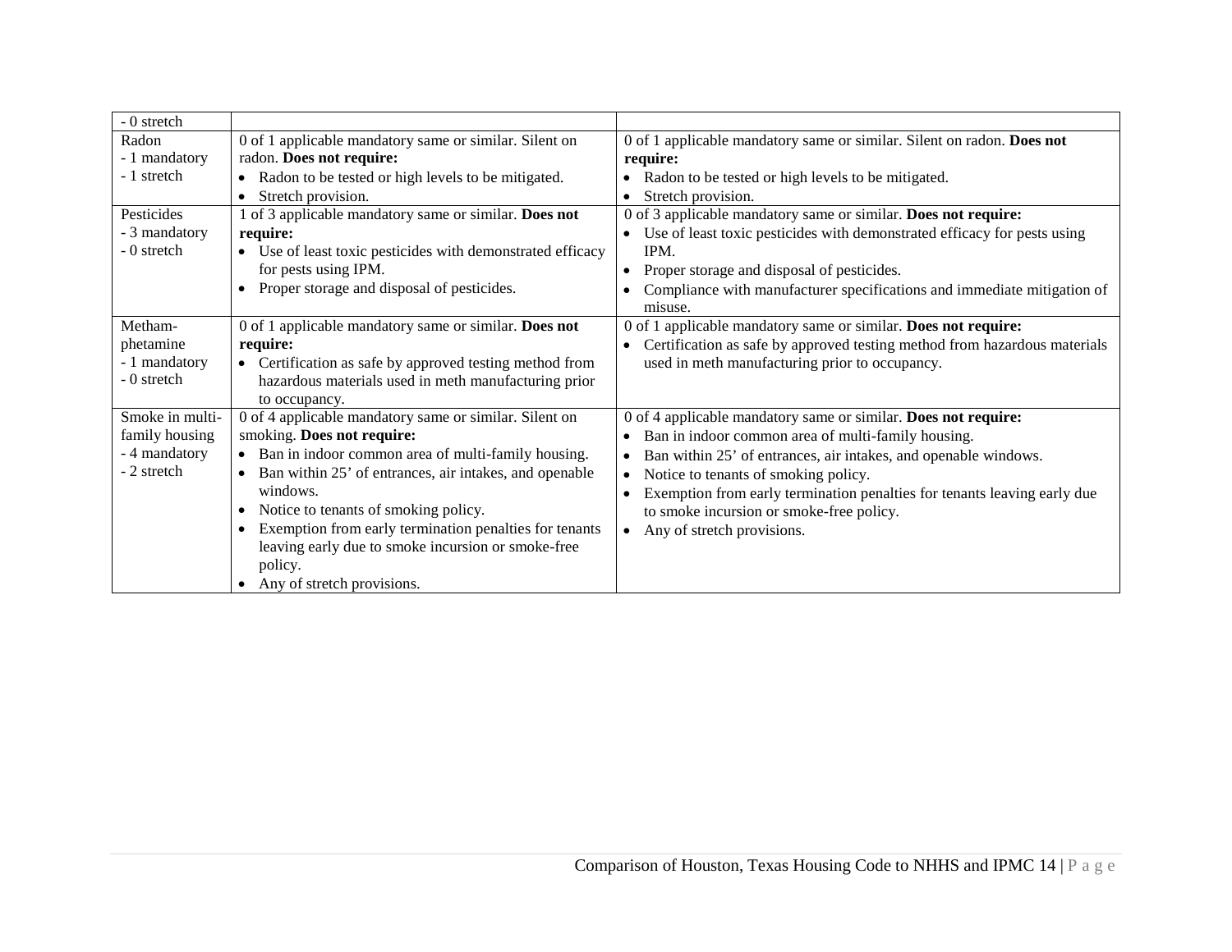| | | |
|---|---|---|
| - 0 stretch | | |
| Radon<br>- 1 mandatory<br>- 1 stretch | 0 of 1 applicable mandatory same or similar. Silent on radon. **Does not require:**<br>• Radon to be tested or high levels to be mitigated.<br>• Stretch provision. | 0 of 1 applicable mandatory same or similar. Silent on radon. **Does not require:**<br>• Radon to be tested or high levels to be mitigated.<br>• Stretch provision. |
| Pesticides<br>- 3 mandatory<br>- 0 stretch | 1 of 3 applicable mandatory same or similar. **Does not require:**<br>• Use of least toxic pesticides with demonstrated efficacy for pests using IPM.<br>• Proper storage and disposal of pesticides. | 0 of 3 applicable mandatory same or similar. **Does not require:**<br>• Use of least toxic pesticides with demonstrated efficacy for pests using IPM.<br>• Proper storage and disposal of pesticides.<br>• Compliance with manufacturer specifications and immediate mitigation of misuse. |
| Metham-phetamine<br>- 1 mandatory<br>- 0 stretch | 0 of 1 applicable mandatory same or similar. **Does not require:**<br>• Certification as safe by approved testing method from hazardous materials used in meth manufacturing prior to occupancy. | 0 of 1 applicable mandatory same or similar. **Does not require:**<br>• Certification as safe by approved testing method from hazardous materials used in meth manufacturing prior to occupancy. |
| Smoke in multi-family housing<br>- 4 mandatory<br>- 2 stretch | 0 of 4 applicable mandatory same or similar. Silent on smoking. **Does not require:**<br>• Ban in indoor common area of multi-family housing.<br>• Ban within 25' of entrances, air intakes, and openable windows.<br>• Notice to tenants of smoking policy.<br>• Exemption from early termination penalties for tenants leaving early due to smoke incursion or smoke-free policy.<br>• Any of stretch provisions. | 0 of 4 applicable mandatory same or similar. **Does not require:**<br>• Ban in indoor common area of multi-family housing.<br>• Ban within 25' of entrances, air intakes, and openable windows.<br>• Notice to tenants of smoking policy.<br>• Exemption from early termination penalties for tenants leaving early due to smoke incursion or smoke-free policy.<br>• Any of stretch provisions. |